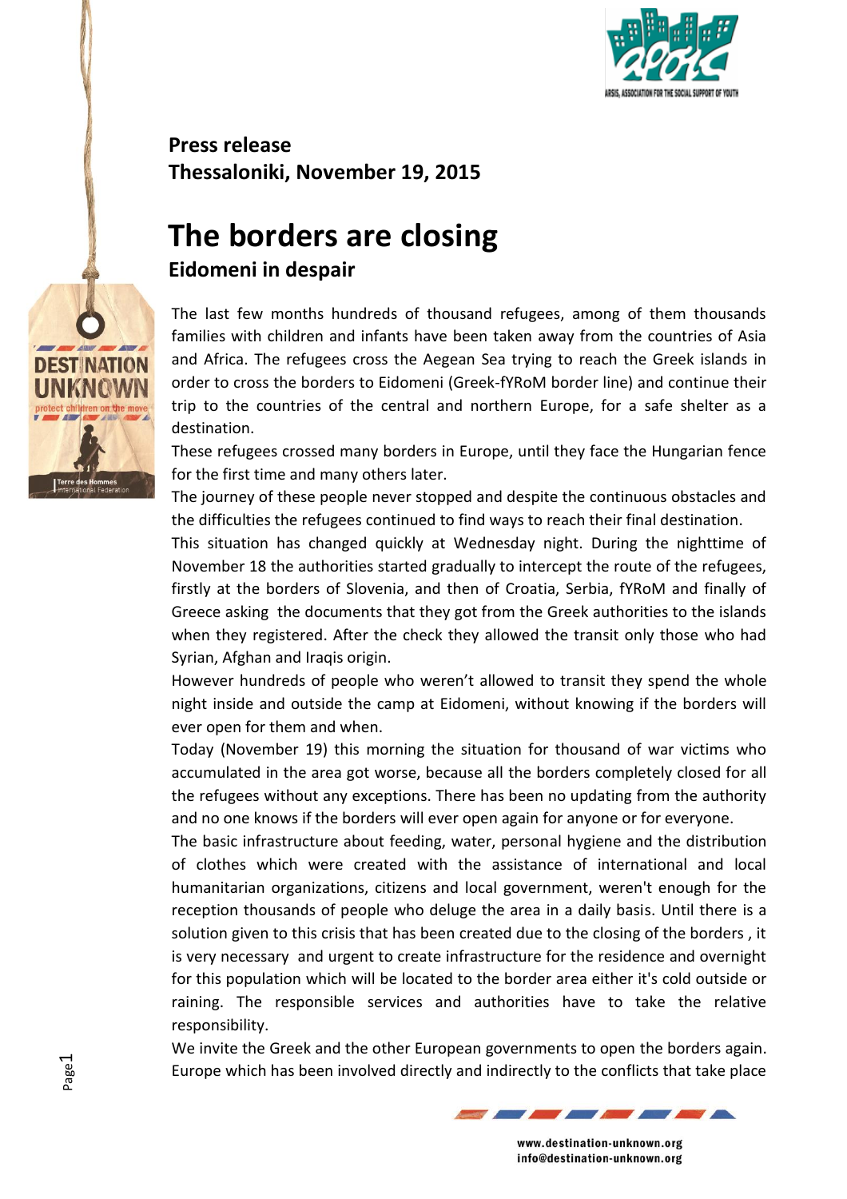**Press release**
**Thessaloniki, November 19, 2015**

# The borders are closing

## Eidomeni in despair

The last few months hundreds of thousand refugees, among of them thousands families with children and infants have been taken away from the countries of Asia and Africa. The refugees cross the Aegean Sea trying to reach the Greek islands in order to cross the borders to Eidomeni (Greek-fYRoM border line) and continue their trip to the countries of the central and northern Europe, for a safe shelter as a destination.

These refugees crossed many borders in Europe, until they face the Hungarian fence for the first time and many others later.

The journey of these people never stopped and despite the continuous obstacles and the difficulties the refugees continued to find ways to reach their final destination.

This situation has changed quickly at Wednesday night. During the nighttime of November 18 the authorities started gradually to intercept the route of the refugees, firstly at the borders of Slovenia, and then of Croatia, Serbia, fYRoM and finally of Greece asking the documents that they got from the Greek authorities to the islands when they registered. After the check they allowed the transit only those who had Syrian, Afghan and Iraqis origin.

However hundreds of people who weren't allowed to transit they spend the whole night inside and outside the camp at Eidomeni, without knowing if the borders will ever open for them and when.

Today (November 19) this morning the situation for thousand of war victims who accumulated in the area got worse, because all the borders completely closed for all the refugees without any exceptions. There has been no updating from the authority and no one knows if the borders will ever open again for anyone or for everyone.

The basic infrastructure about feeding, water, personal hygiene and the distribution of clothes which were created with the assistance of international and local humanitarian organizations, citizens and local government, weren't enough for the reception thousands of people who deluge the area in a daily basis. Until there is a solution given to this crisis that has been created due to the closing of the borders , it is very necessary and urgent to create infrastructure for the residence and overnight for this population which will be located to the border area either it's cold outside or raining. The responsible services and authorities have to take the relative responsibility.

We invite the Greek and the other European governments to open the borders again. Europe which has been involved directly and indirectly to the conflicts that take place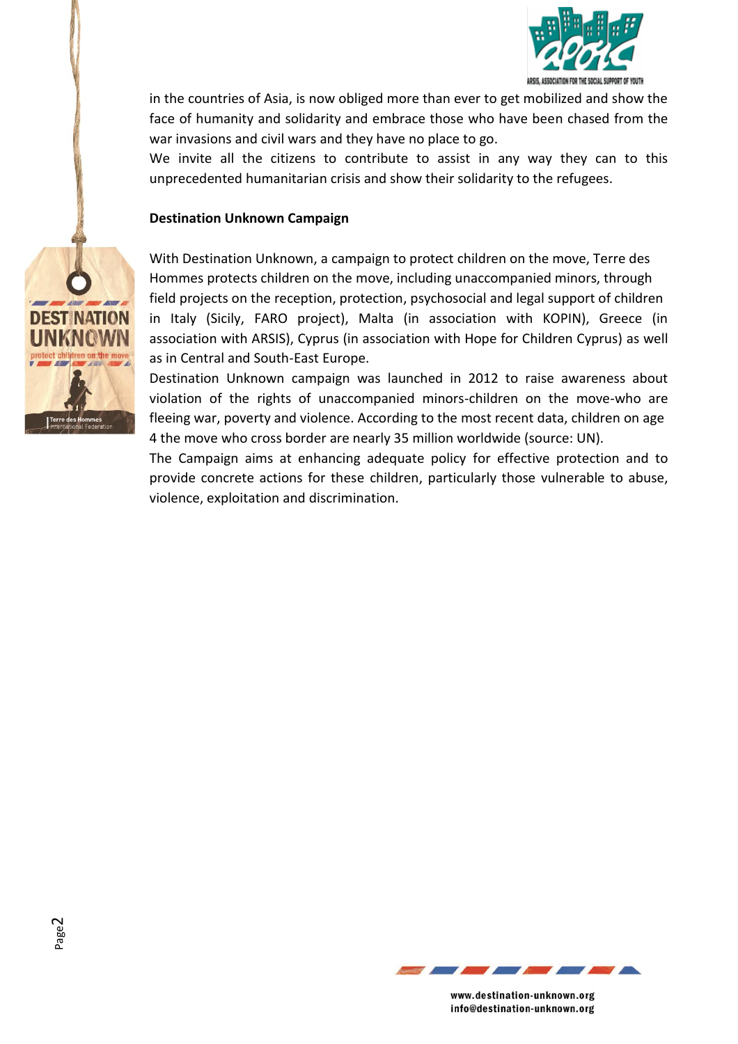in the countries of Asia, is now obliged more than ever to get mobilized and show the face of humanity and solidarity and embrace those who have been chased from the war invasions and civil wars and they have no place to go.

We invite all the citizens to contribute to assist in any way they can to this unprecedented humanitarian crisis and show their solidarity to the refugees.

**Destination Unknown Campaign**

With Destination Unknown, a campaign to protect children on the move, Terre des Hommes protects children on the move, including unaccompanied minors, through field projects on the reception, protection, psychosocial and legal support of children in Italy (Sicily, FARO project), Malta (in association with KOPIN), Greece (in association with ARSIS), Cyprus (in association with Hope for Children Cyprus) as well as in Central and South-East Europe.

Destination Unknown campaign was launched in 2012 to raise awareness about violation of the rights of unaccompanied minors-children on the move-who are fleeing war, poverty and violence. According to the most recent data, children on age 4 the move who cross border are nearly 35 million worldwide (source: UN).

The Campaign aims at enhancing adequate policy for effective protection and to provide concrete actions for these children, particularly those vulnerable to abuse, violence, exploitation and discrimination.

www.destination-unknown.org
info@destination-unknown.org